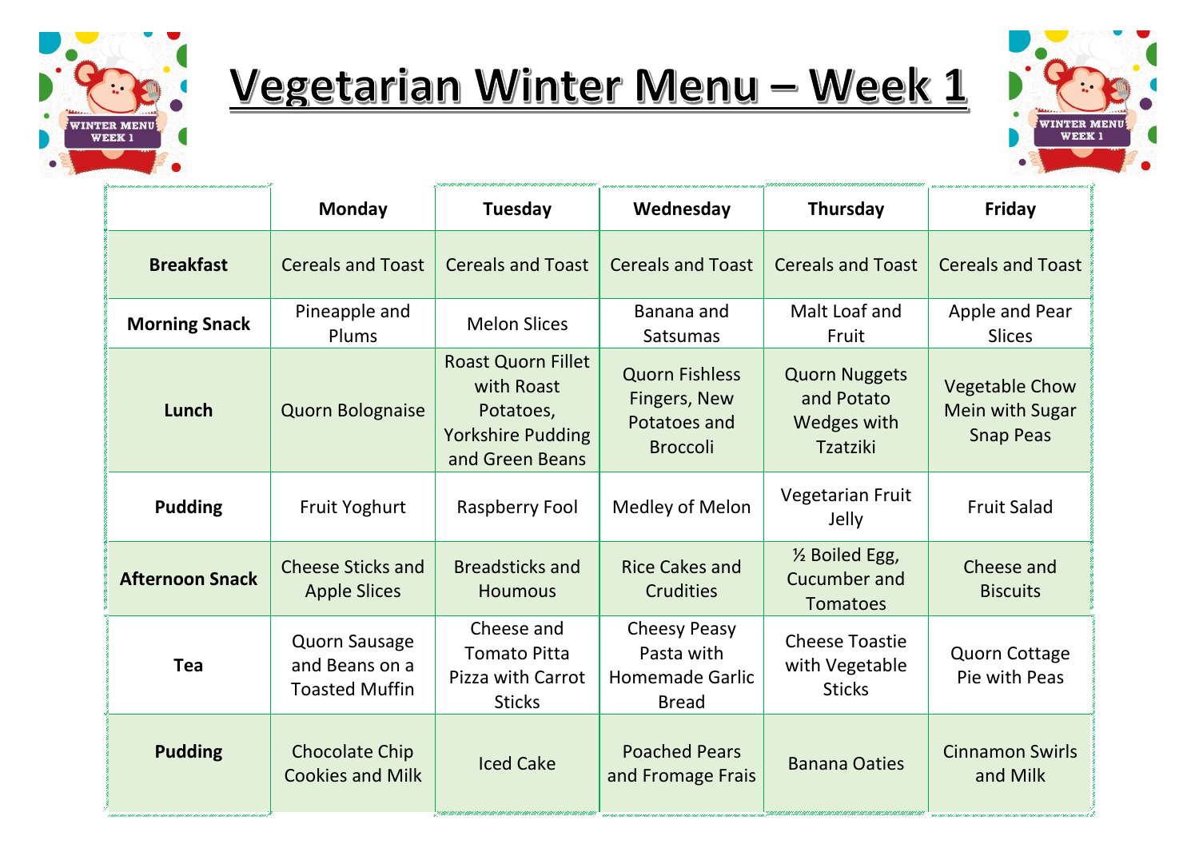# Vegetarian Winter Menu – Week 1

| | Monday | Tuesday | Wednesday | Thursday | Friday |
|---|---|---|---|---|---|
| **Breakfast** | Cereals and Toast | Cereals and Toast | Cereals and Toast | Cereals and Toast | Cereals and Toast |
| **Morning Snack** | Pineapple and Plums | Melon Slices | Banana and Satsumas | Malt Loaf and Fruit | Apple and Pear Slices |
| **Lunch** | Quorn Bolognaise | Roast Quorn Fillet with Roast Potatoes, Yorkshire Pudding and Green Beans | Quorn Fishless Fingers, New Potatoes and Broccoli | Quorn Nuggets and Potato Wedges with Tzatziki | Vegetable Chow Mein with Sugar Snap Peas |
| **Pudding** | Fruit Yoghurt | Raspberry Fool | Medley of Melon | Vegetarian Fruit Jelly | Fruit Salad |
| **Afternoon Snack** | Cheese Sticks and Apple Slices | Breadsticks and Houmous | Rice Cakes and Crudities | ½ Boiled Egg, Cucumber and Tomatoes | Cheese and Biscuits |
| **Tea** | Quorn Sausage and Beans on a Toasted Muffin | Cheese and Tomato Pitta Pizza with Carrot Sticks | Cheesy Peasy Pasta with Homemade Garlic Bread | Cheese Toastie with Vegetable Sticks | Quorn Cottage Pie with Peas |
| **Pudding** | Chocolate Chip Cookies and Milk | Iced Cake | Poached Pears and Fromage Frais | Banana Oaties | Cinnamon Swirls and Milk |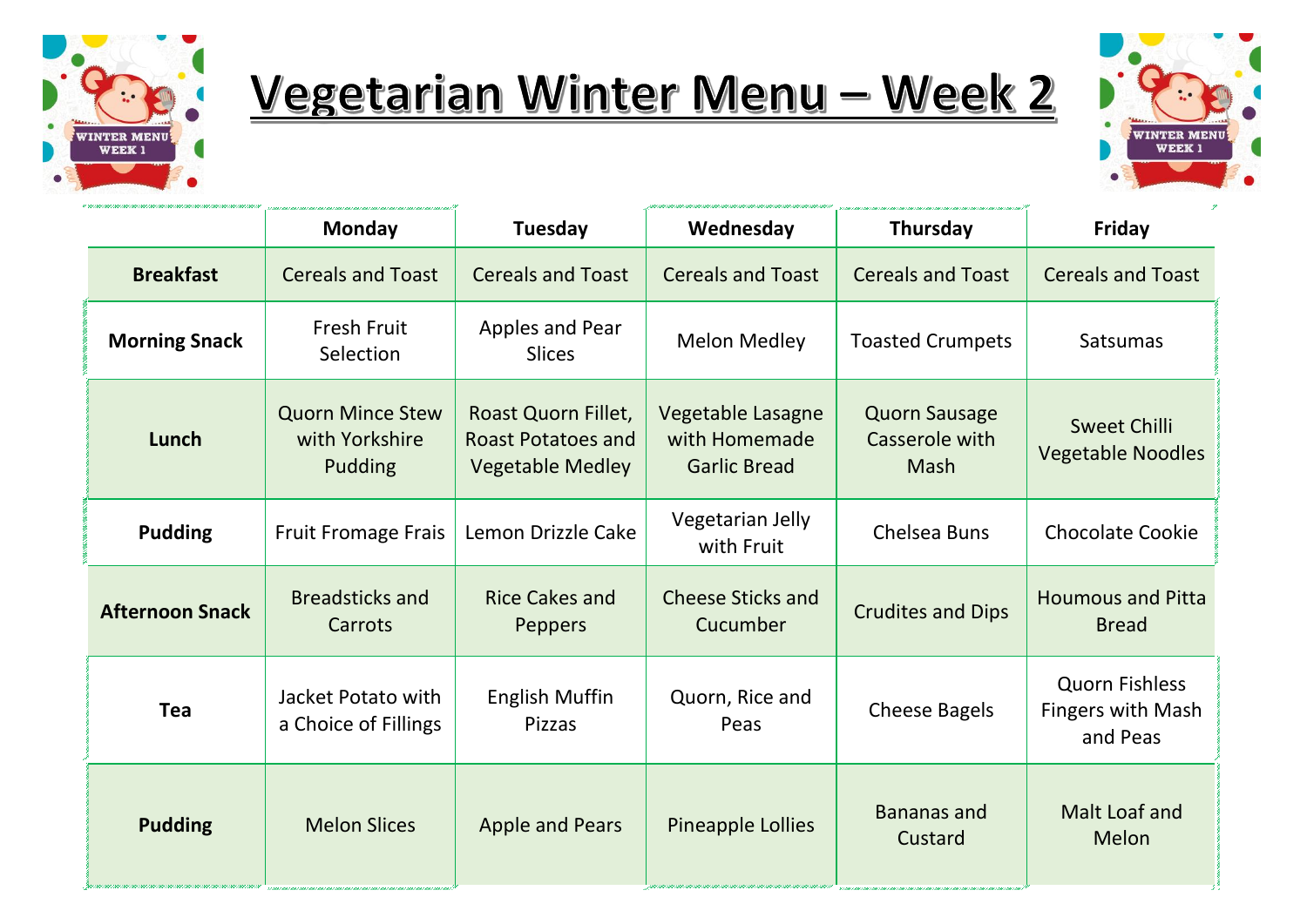# Vegetarian Winter Menu – Week 2

| | Monday | Tuesday | Wednesday | Thursday | Friday |
|---|---|---|---|---|---|
| **Breakfast** | Cereals and Toast | Cereals and Toast | Cereals and Toast | Cereals and Toast | Cereals and Toast |
| **Morning Snack** | Fresh Fruit Selection | Apples and Pear Slices | Melon Medley | Toasted Crumpets | Satsumas |
| **Lunch** | Quorn Mince Stew with Yorkshire Pudding | Roast Quorn Fillet, Roast Potatoes and Vegetable Medley | Vegetable Lasagne with Homemade Garlic Bread | Quorn Sausage Casserole with Mash | Sweet Chilli Vegetable Noodles |
| **Pudding** | Fruit Fromage Frais | Lemon Drizzle Cake | Vegetarian Jelly with Fruit | Chelsea Buns | Chocolate Cookie |
| **Afternoon Snack** | Breadsticks and Carrots | Rice Cakes and Peppers | Cheese Sticks and Cucumber | Crudites and Dips | Houmous and Pitta Bread |
| **Tea** | Jacket Potato with a Choice of Fillings | English Muffin Pizzas | Quorn, Rice and Peas | Cheese Bagels | Quorn Fishless Fingers with Mash and Peas |
| **Pudding** | Melon Slices | Apple and Pears | Pineapple Lollies | Bananas and Custard | Malt Loaf and Melon |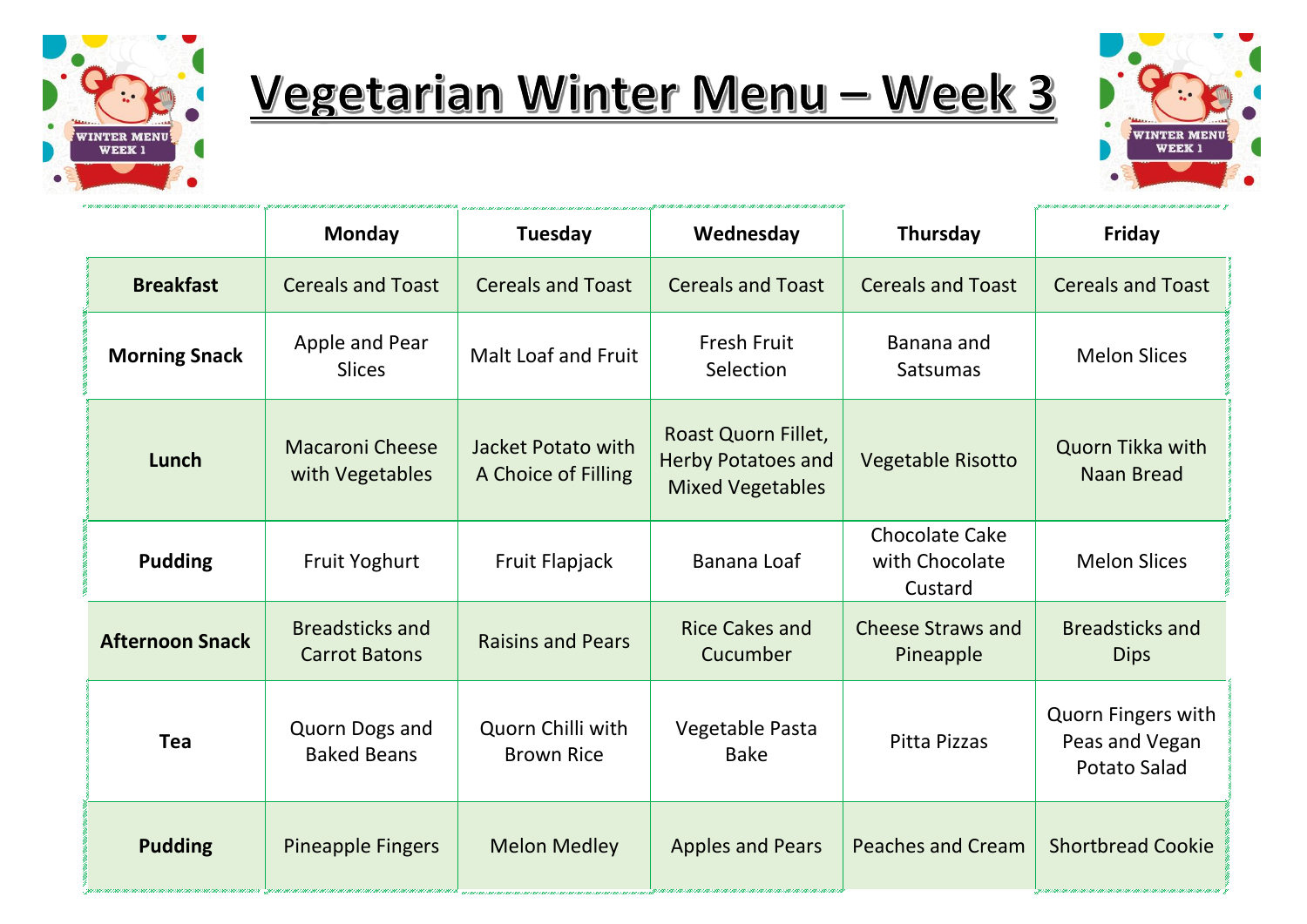# Vegetarian Winter Menu – Week 3

| | Monday | Tuesday | Wednesday | Thursday | Friday |
|---|---|---|---|---|---|
| **Breakfast** | Cereals and Toast | Cereals and Toast | Cereals and Toast | Cereals and Toast | Cereals and Toast |
| **Morning Snack** | Apple and Pear Slices | Malt Loaf and Fruit | Fresh Fruit Selection | Banana and Satsumas | Melon Slices |
| **Lunch** | Macaroni Cheese with Vegetables | Jacket Potato with A Choice of Filling | Roast Quorn Fillet, Herby Potatoes and Mixed Vegetables | Vegetable Risotto | Quorn Tikka with Naan Bread |
| **Pudding** | Fruit Yoghurt | Fruit Flapjack | Banana Loaf | Chocolate Cake with Chocolate Custard | Melon Slices |
| **Afternoon Snack** | Breadsticks and Carrot Batons | Raisins and Pears | Rice Cakes and Cucumber | Cheese Straws and Pineapple | Breadsticks and Dips |
| **Tea** | Quorn Dogs and Baked Beans | Quorn Chilli with Brown Rice | Vegetable Pasta Bake | Pitta Pizzas | Quorn Fingers with Peas and Vegan Potato Salad |
| **Pudding** | Pineapple Fingers | Melon Medley | Apples and Pears | Peaches and Cream | Shortbread Cookie |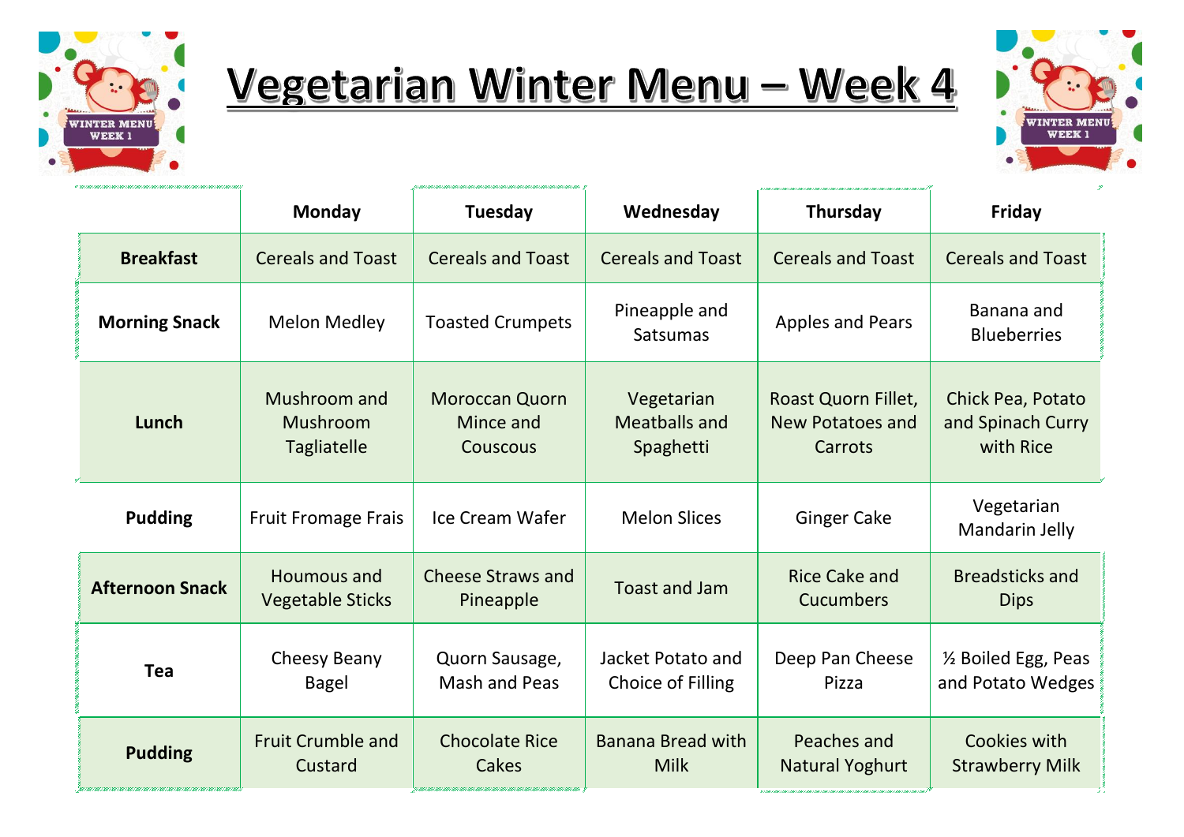# Vegetarian Winter Menu – Week 4

| | Monday | Tuesday | Wednesday | Thursday | Friday |
|---|---|---|---|---|---|
| **Breakfast** | Cereals and Toast | Cereals and Toast | Cereals and Toast | Cereals and Toast | Cereals and Toast |
| **Morning Snack** | Melon Medley | Toasted Crumpets | Pineapple and Satsumas | Apples and Pears | Banana and Blueberries |
| **Lunch** | Mushroom and Mushroom Tagliatelle | Moroccan Quorn Mince and Couscous | Vegetarian Meatballs and Spaghetti | Roast Quorn Fillet, New Potatoes and Carrots | Chick Pea, Potato and Spinach Curry with Rice |
| **Pudding** | Fruit Fromage Frais | Ice Cream Wafer | Melon Slices | Ginger Cake | Vegetarian Mandarin Jelly |
| **Afternoon Snack** | Houmous and Vegetable Sticks | Cheese Straws and Pineapple | Toast and Jam | Rice Cake and Cucumbers | Breadsticks and Dips |
| **Tea** | Cheesy Beany Bagel | Quorn Sausage, Mash and Peas | Jacket Potato and Choice of Filling | Deep Pan Cheese Pizza | ½ Boiled Egg, Peas and Potato Wedges |
| **Pudding** | Fruit Crumble and Custard | Chocolate Rice Cakes | Banana Bread with Milk | Peaches and Natural Yoghurt | Cookies with Strawberry Milk |